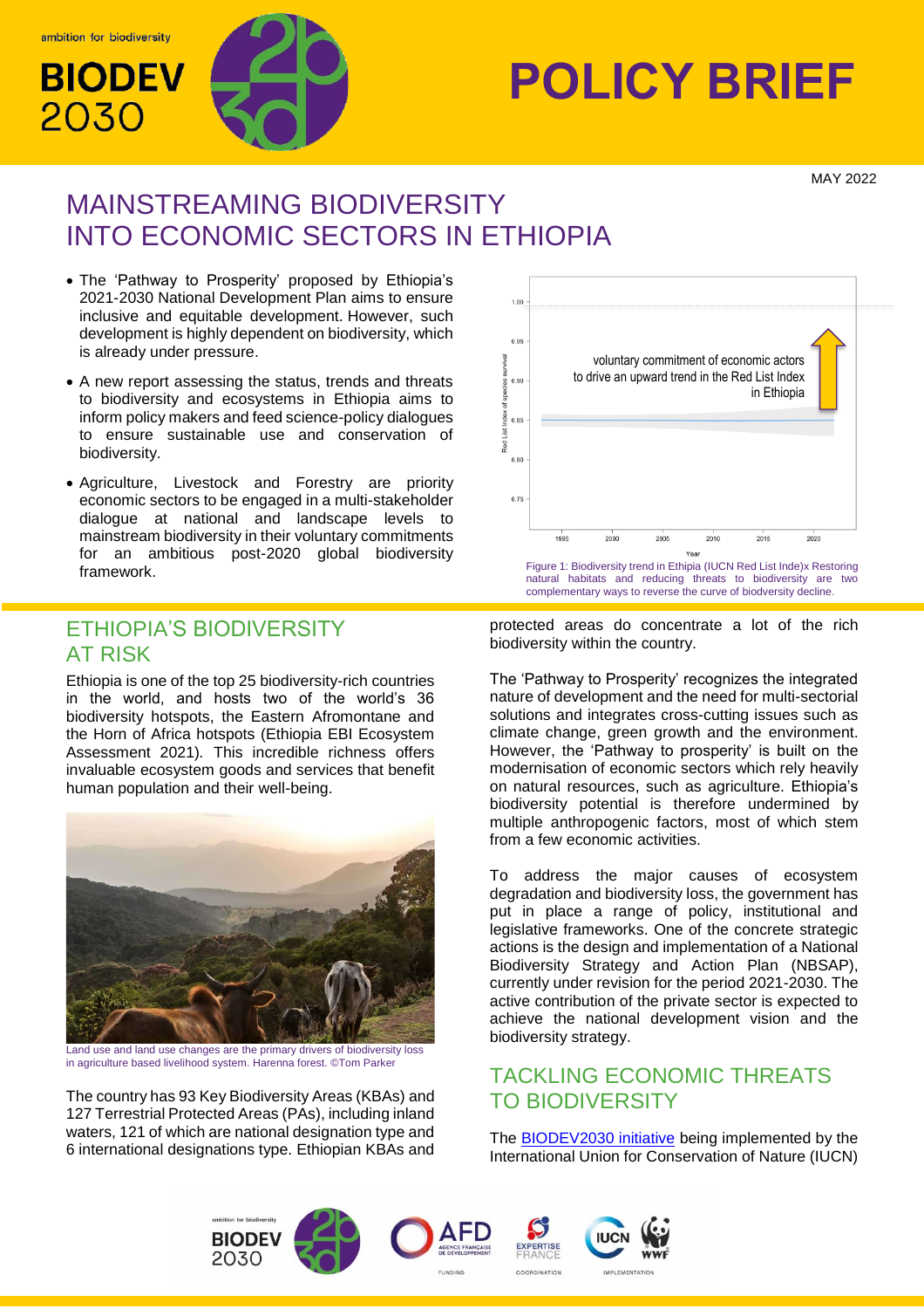ambition for biodiversity

BIODEV 2030

# POLICY BRIEF

MAY 2022

# MAINSTREAMING BIODIVERSITY INTO ECONOMIC SECTORS IN ETHIOPIA

- The 'Pathway to Prosperity' proposed by Ethiopia's 2021-2030 National Development Plan aims to ensure inclusive and equitable development. However, such development is highly dependent on biodiversity, which is already under pressure.
- A new report assessing the status, trends and threats to biodiversity and ecosystems in Ethiopia aims to inform policy makers and feed science-policy dialogues to ensure sustainable use and conservation of biodiversity.
- Agriculture, Livestock and Forestry are priority economic sectors to be engaged in a multi-stakeholder dialogue at national and landscape levels to mainstream biodiversity in their voluntary commitments for an ambitious post-2020 global biodiversity framework.

voluntary commitment of economic actors to drive an upward trend in the Red List Index in Ethiopia

Figure 1: Biodiversity trend in Ethipia (IUCN Red List Inde)x Restoring natural habitats and reducing threats to biodiversity are two complementary ways to reverse the curve of biodversity decline.

## ETHIOPIA'S BIODIVERSITY AT RISK

Ethiopia is one of the top 25 biodiversity-rich countries in the world, and hosts two of the world's 36 biodiversity hotspots, the Eastern Afromontane and the Horn of Africa hotspots (Ethiopia EBI Ecosystem Assessment 2021). This incredible richness offers invaluable ecosystem goods and services that benefit human population and their well-being.

Land use and land use changes are the primary drivers of biodiversity loss in agriculture based livelihood system. Harenna forest. ©Tom Parker

The country has 93 Key Biodiversity Areas (KBAs) and 127 Terrestrial Protected Areas (PAs), including inland waters, 121 of which are national designation type and 6 international designations type. Ethiopian KBAs and protected areas do concentrate a lot of the rich biodiversity within the country.

The 'Pathway to Prosperity' recognizes the integrated nature of development and the need for multi-sectorial solutions and integrates cross-cutting issues such as climate change, green growth and the environment. However, the 'Pathway to prosperity' is built on the modernisation of economic sectors which rely heavily on natural resources, such as agriculture. Ethiopia's biodiversity potential is therefore undermined by multiple anthropogenic factors, most of which stem from a few economic activities.

To address the major causes of ecosystem degradation and biodiversity loss, the government has put in place a range of policy, institutional and legislative frameworks. One of the concrete strategic actions is the design and implementation of a National Biodiversity Strategy and Action Plan (NBSAP), currently under revision for the period 2021-2030. The active contribution of the private sector is expected to achieve the national development vision and the biodiversity strategy.

## TACKLING ECONOMIC THREATS TO BIODIVERSITY

The BIODEV2030 initiative being implemented by the International Union for Conservation of Nature (IUCN)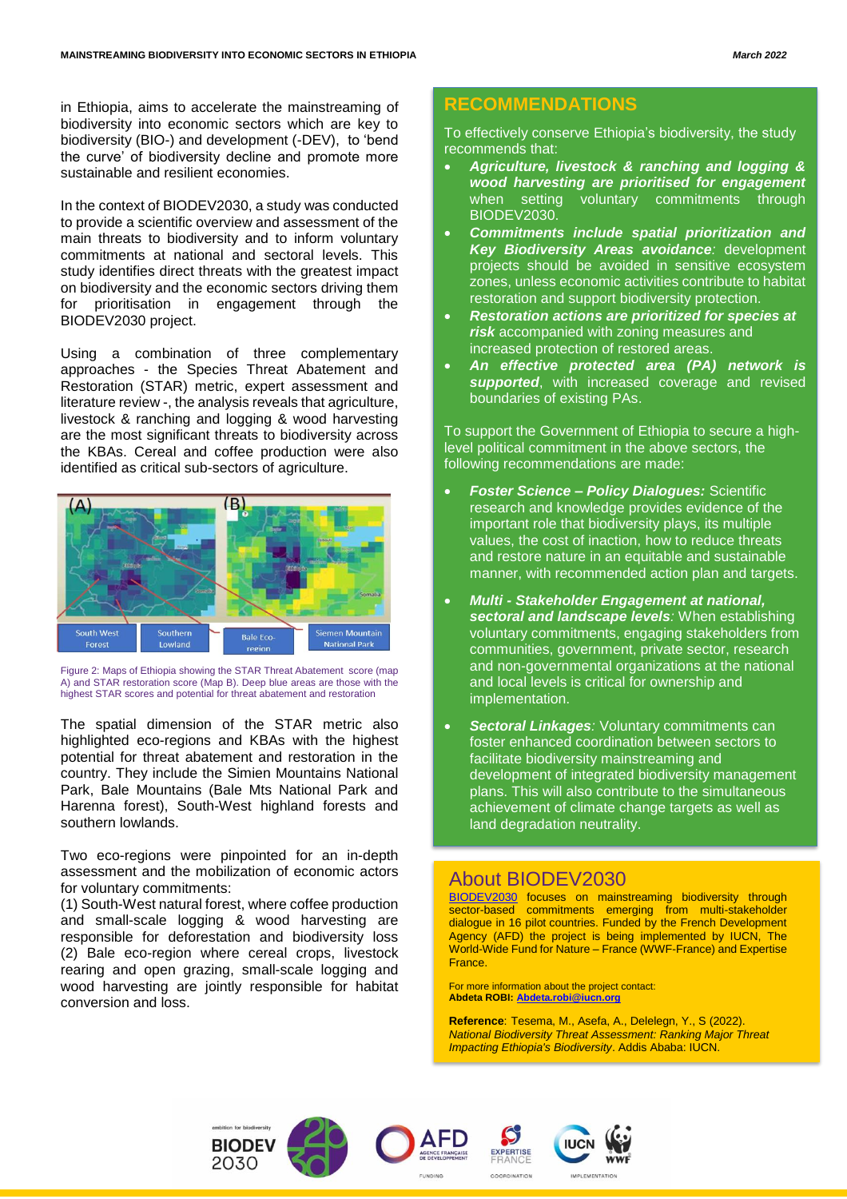in Ethiopia, aims to accelerate the mainstreaming of biodiversity into economic sectors which are key to biodiversity (BIO-) and development (-DEV), to 'bend the curve' of biodiversity decline and promote more sustainable and resilient economies.

In the context of BIODEV2030, a study was conducted to provide a scientific overview and assessment of the main threats to biodiversity and to inform voluntary commitments at national and sectoral levels. This study identifies direct threats with the greatest impact on biodiversity and the economic sectors driving them for prioritisation in engagement through the BIODEV2030 project.

Using a combination of three complementary approaches - the Species Threat Abatement and Restoration (STAR) metric, expert assessment and literature review -, the analysis reveals that agriculture, livestock & ranching and logging & wood harvesting are the most significant threats to biodiversity across the KBAs. Cereal and coffee production were also identified as critical sub-sectors of agriculture.

(A)

(B)

South West Forest

Southern Lowland

Bale Eco-region

Siemen Mountain National Park

Figure 2: Maps of Ethiopia showing the STAR Threat Abatement score (map A) and STAR restoration score (Map B). Deep blue areas are those with the highest STAR scores and potential for threat abatement and restoration

The spatial dimension of the STAR metric also highlighted eco-regions and KBAs with the highest potential for threat abatement and restoration in the country. They include the Simien Mountains National Park, Bale Mountains (Bale Mts National Park and Harenna forest), South-West highland forests and southern lowlands.

Two eco-regions were pinpointed for an in-depth assessment and the mobilization of economic actors for voluntary commitments:
(1) South-West natural forest, where coffee production and small-scale logging & wood harvesting are responsible for deforestation and biodiversity loss (2) Bale eco-region where cereal crops, livestock rearing and open grazing, small-scale logging and wood harvesting are jointly responsible for habitat conversion and loss.

## RECOMMENDATIONS

To effectively conserve Ethiopia's biodiversity, the study recommends that:

- ***Agriculture, livestock & ranching and logging & wood harvesting are prioritised for engagement*** when setting voluntary commitments through BIODEV2030.
- ***Commitments include spatial prioritization and Key Biodiversity Areas avoidance****:* development projects should be avoided in sensitive ecosystem zones, unless economic activities contribute to habitat restoration and support biodiversity protection.
- ***Restoration actions are prioritized for species at risk*** accompanied with zoning measures and increased protection of restored areas.
- ***An effective protected area (PA) network is supported***, with increased coverage and revised boundaries of existing PAs.

To support the Government of Ethiopia to secure a high-level political commitment in the above sectors, the following recommendations are made:

- ***Foster Science – Policy Dialogues:*** Scientific research and knowledge provides evidence of the important role that biodiversity plays, its multiple values, the cost of inaction, how to reduce threats and restore nature in an equitable and sustainable manner, with recommended action plan and targets.
- ***Multi - Stakeholder Engagement at national, sectoral and landscape levels****:* When establishing voluntary commitments, engaging stakeholders from communities, government, private sector, research and non-governmental organizations at the national and local levels is critical for ownership and implementation.
- ***Sectoral Linkages****:* Voluntary commitments can foster enhanced coordination between sectors to facilitate biodiversity mainstreaming and development of integrated biodiversity management plans. This will also contribute to the simultaneous achievement of climate change targets as well as land degradation neutrality.

## About BIODEV2030

BIODEV2030 focuses on mainstreaming biodiversity through sector-based commitments emerging from multi-stakeholder dialogue in 16 pilot countries. Funded by the French Development Agency (AFD) the project is being implemented by IUCN, The World-Wide Fund for Nature – France (WWF-France) and Expertise France.

For more information about the project contact:
**Abdeta ROBI: Abdeta.robi@iucn.org**

**Reference**: Tesema, M., Asefa, A., Delelegn, Y., S (2022). *National Biodiversity Threat Assessment: Ranking Major Threat Impacting Ethiopia's Biodiversity*. Addis Ababa: IUCN.

ambition for biodiversity BIODEV 2030

AFD AGENCE FRANÇAISE DE DÉVELOPPEMENT — FUNDING

EXPERTISE FRANCE — COORDINATION

IUCN WWF — IMPLEMENTATION